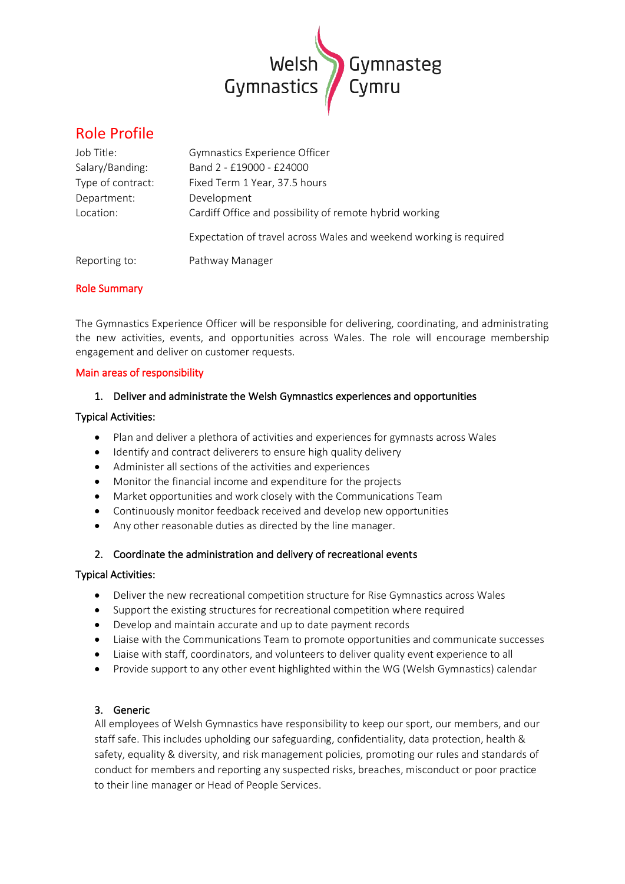Welsh Gymnastics | Gymnasteg Cymru

# Role Profile

| | |
|---|---|
| Job Title: | Gymnastics Experience Officer |
| Salary/Banding: | Band 2 - £19000 - £24000 |
| Type of contract: | Fixed Term 1 Year, 37.5 hours |
| Department: | Development |
| Location: | Cardiff Office and possibility of remote hybrid working<br><br>Expectation of travel across Wales and weekend working is required |
| Reporting to: | Pathway Manager |

## Role Summary

The Gymnastics Experience Officer will be responsible for delivering, coordinating, and administrating the new activities, events, and opportunities across Wales. The role will encourage membership engagement and deliver on customer requests.

## Main areas of responsibility

### 1. Deliver and administrate the Welsh Gymnastics experiences and opportunities

**Typical Activities:**

- Plan and deliver a plethora of activities and experiences for gymnasts across Wales
- Identify and contract deliverers to ensure high quality delivery
- Administer all sections of the activities and experiences
- Monitor the financial income and expenditure for the projects
- Market opportunities and work closely with the Communications Team
- Continuously monitor feedback received and develop new opportunities
- Any other reasonable duties as directed by the line manager.

### 2. Coordinate the administration and delivery of recreational events

**Typical Activities:**

- Deliver the new recreational competition structure for Rise Gymnastics across Wales
- Support the existing structures for recreational competition where required
- Develop and maintain accurate and up to date payment records
- Liaise with the Communications Team to promote opportunities and communicate successes
- Liaise with staff, coordinators, and volunteers to deliver quality event experience to all
- Provide support to any other event highlighted within the WG (Welsh Gymnastics) calendar

### 3. Generic

All employees of Welsh Gymnastics have responsibility to keep our sport, our members, and our staff safe. This includes upholding our safeguarding, confidentiality, data protection, health & safety, equality & diversity, and risk management policies, promoting our rules and standards of conduct for members and reporting any suspected risks, breaches, misconduct or poor practice to their line manager or Head of People Services.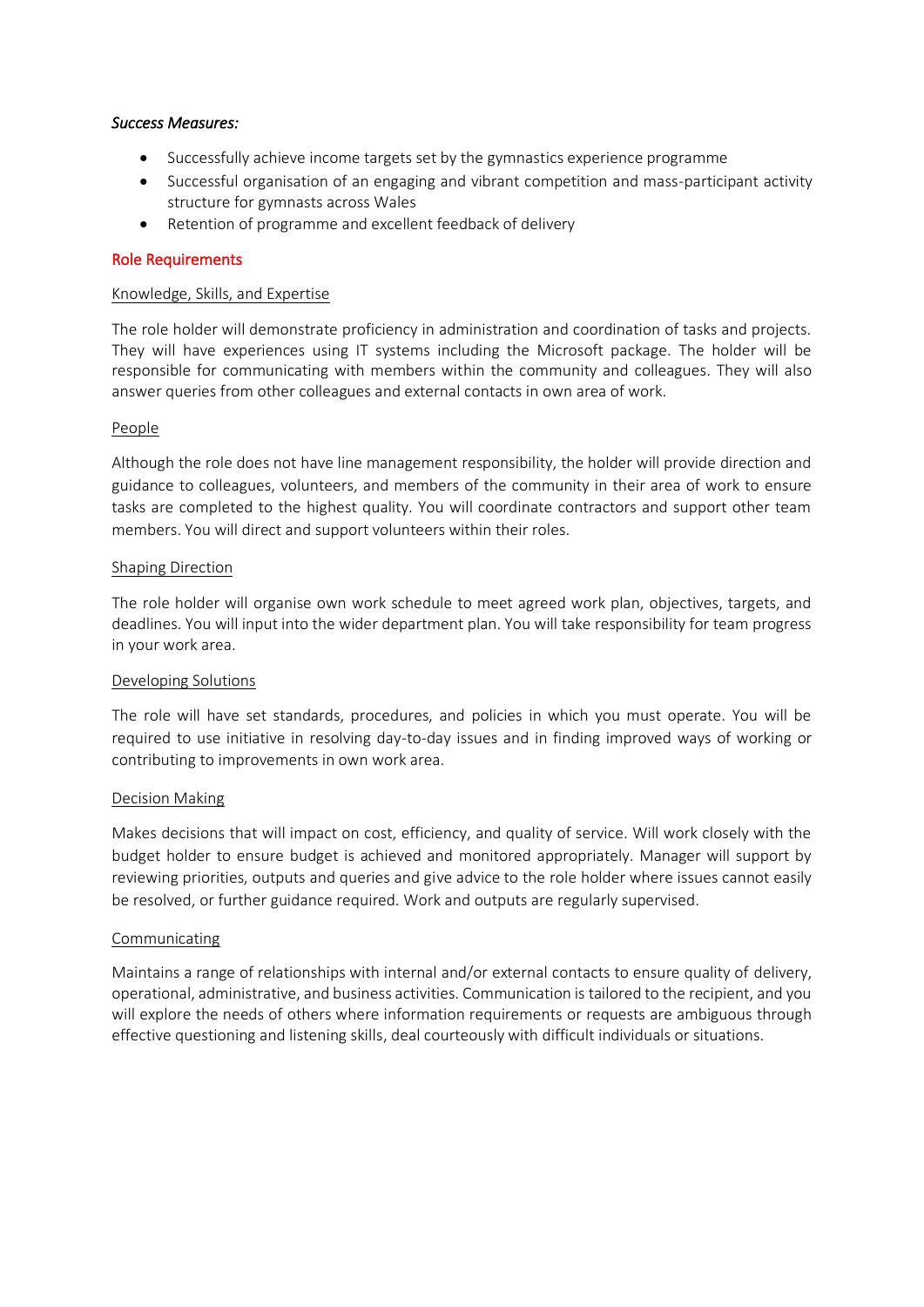*Success Measures:*

- Successfully achieve income targets set by the gymnastics experience programme
- Successful organisation of an engaging and vibrant competition and mass-participant activity structure for gymnasts across Wales
- Retention of programme and excellent feedback of delivery

## Role Requirements

### Knowledge, Skills, and Expertise

The role holder will demonstrate proficiency in administration and coordination of tasks and projects. They will have experiences using IT systems including the Microsoft package. The holder will be responsible for communicating with members within the community and colleagues. They will also answer queries from other colleagues and external contacts in own area of work.

### People

Although the role does not have line management responsibility, the holder will provide direction and guidance to colleagues, volunteers, and members of the community in their area of work to ensure tasks are completed to the highest quality. You will coordinate contractors and support other team members. You will direct and support volunteers within their roles.

### Shaping Direction

The role holder will organise own work schedule to meet agreed work plan, objectives, targets, and deadlines. You will input into the wider department plan. You will take responsibility for team progress in your work area.

### Developing Solutions

The role will have set standards, procedures, and policies in which you must operate. You will be required to use initiative in resolving day-to-day issues and in finding improved ways of working or contributing to improvements in own work area.

### Decision Making

Makes decisions that will impact on cost, efficiency, and quality of service. Will work closely with the budget holder to ensure budget is achieved and monitored appropriately. Manager will support by reviewing priorities, outputs and queries and give advice to the role holder where issues cannot easily be resolved, or further guidance required. Work and outputs are regularly supervised.

### Communicating

Maintains a range of relationships with internal and/or external contacts to ensure quality of delivery, operational, administrative, and business activities. Communication is tailored to the recipient, and you will explore the needs of others where information requirements or requests are ambiguous through effective questioning and listening skills, deal courteously with difficult individuals or situations.